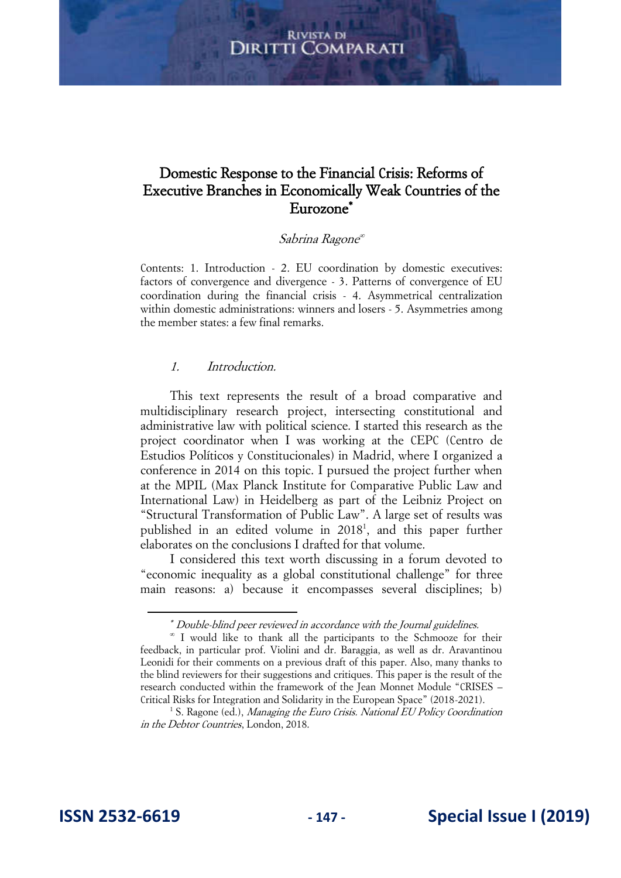# Domestic Response to the Financial Crisis: Reforms of Executive Branches in Economically Weak Countries of the Eurozone*

*Sabrina Ragone*∞

Contents: 1. Introduction - 2. EU coordination by domestic executives: factors of convergence and divergence - 3. Patterns of convergence of EU coordination during the financial crisis - 4. Asymmetrical centralization within domestic administrations: winners and losers - 5. Asymmetries among the member states: a few final remarks.

## 1. *Introduction.*

This text represents the result of a broad comparative and multidisciplinary research project, intersecting constitutional and administrative law with political science. I started this research as the project coordinator when I was working at the CEPC (Centro de Estudios Políticos y Constitucionales) in Madrid, where I organized a conference in 2014 on this topic. I pursued the project further when at the MPIL (Max Planck Institute for Comparative Public Law and International Law) in Heidelberg as part of the Leibniz Project on "Structural Transformation of Public Law". A large set of results was published in an edited volume in 2018[1], and this paper further elaborates on the conclusions I drafted for that volume.

I considered this text worth discussing in a forum devoted to "economic inequality as a global constitutional challenge" for three main reasons: a) because it encompasses several disciplines; b)

---

\* *Double-blind peer reviewed in accordance with the Journal guidelines.*

∞ I would like to thank all the participants to the Schmooze for their feedback, in particular prof. Violini and dr. Baraggia, as well as dr. Aravantinou Leonidi for their comments on a previous draft of this paper. Also, many thanks to the blind reviewers for their suggestions and critiques. This paper is the result of the research conducted within the framework of the Jean Monnet Module "CRISES – Critical Risks for Integration and Solidarity in the European Space" (2018-2021).

[1] S. Ragone (ed.), *Managing the Euro Crisis. National EU Policy Coordination in the Debtor Countries*, London, 2018.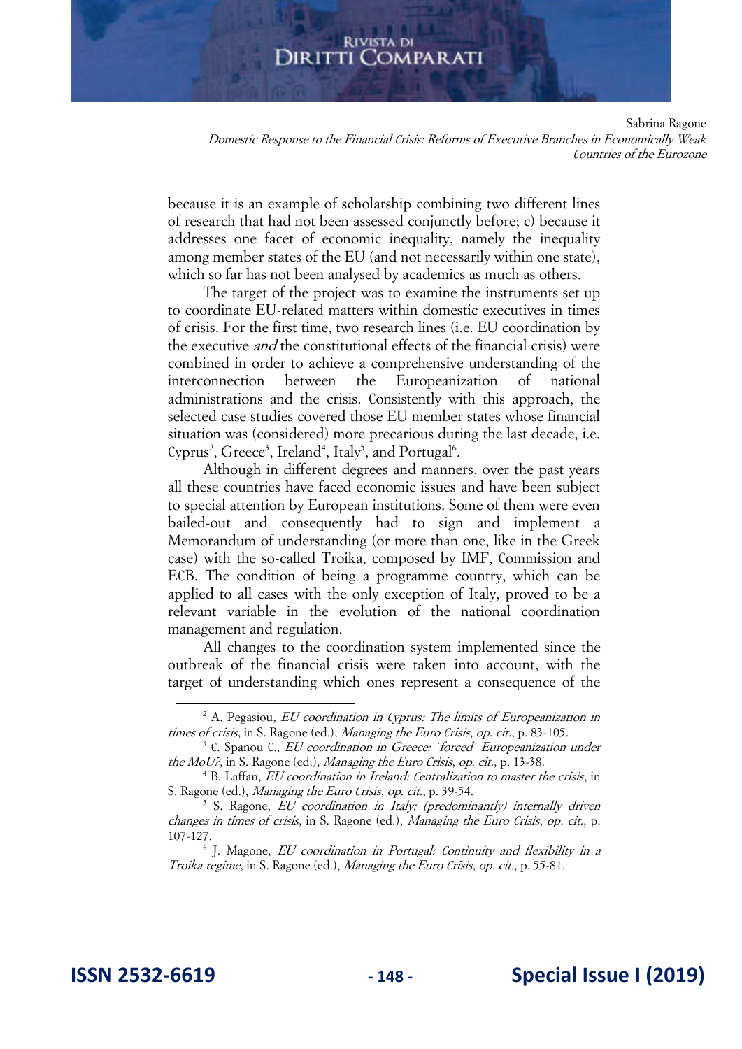because it is an example of scholarship combining two different lines of research that had not been assessed conjunctly before; c) because it addresses one facet of economic inequality, namely the inequality among member states of the EU (and not necessarily within one state), which so far has not been analysed by academics as much as others.

The target of the project was to examine the instruments set up to coordinate EU-related matters within domestic executives in times of crisis. For the first time, two research lines (i.e. EU coordination by the executive *and* the constitutional effects of the financial crisis) were combined in order to achieve a comprehensive understanding of the interconnection between the Europeanization of national administrations and the crisis. Consistently with this approach, the selected case studies covered those EU member states whose financial situation was (considered) more precarious during the last decade, i.e. Cyprus[2], Greece[3], Ireland[4], Italy[5], and Portugal[6].

Although in different degrees and manners, over the past years all these countries have faced economic issues and have been subject to special attention by European institutions. Some of them were even bailed-out and consequently had to sign and implement a Memorandum of understanding (or more than one, like in the Greek case) with the so-called Troika, composed by IMF, Commission and ECB. The condition of being a programme country, which can be applied to all cases with the only exception of Italy, proved to be a relevant variable in the evolution of the national coordination management and regulation.

All changes to the coordination system implemented since the outbreak of the financial crisis were taken into account, with the target of understanding which ones represent a consequence of the

---

[2] A. Pegasiou, *EU coordination in Cyprus: The limits of Europeanization in times of crisis*, in S. Ragone (ed.), *Managing the Euro Crisis*, *op. cit.*, p. 83-105.

[3] C. Spanou C., *EU coordination in Greece: 'forced' Europeanization under the MoU?*, in S. Ragone (ed.), *Managing the Euro Crisis*, *op. cit.*, p. 13-38.

[4] B. Laffan, *EU coordination in Ireland: Centralization to master the crisis*, in S. Ragone (ed.), *Managing the Euro Crisis*, *op. cit.*, p. 39-54.

[5] S. Ragone, *EU coordination in Italy: (predominantly) internally driven changes in times of crisis*, in S. Ragone (ed.), *Managing the Euro Crisis*, *op. cit.*, p. 107-127.

[6] J. Magone, *EU coordination in Portugal: Continuity and flexibility in a Troika regime*, in S. Ragone (ed.), *Managing the Euro Crisis*, *op. cit.*, p. 55-81.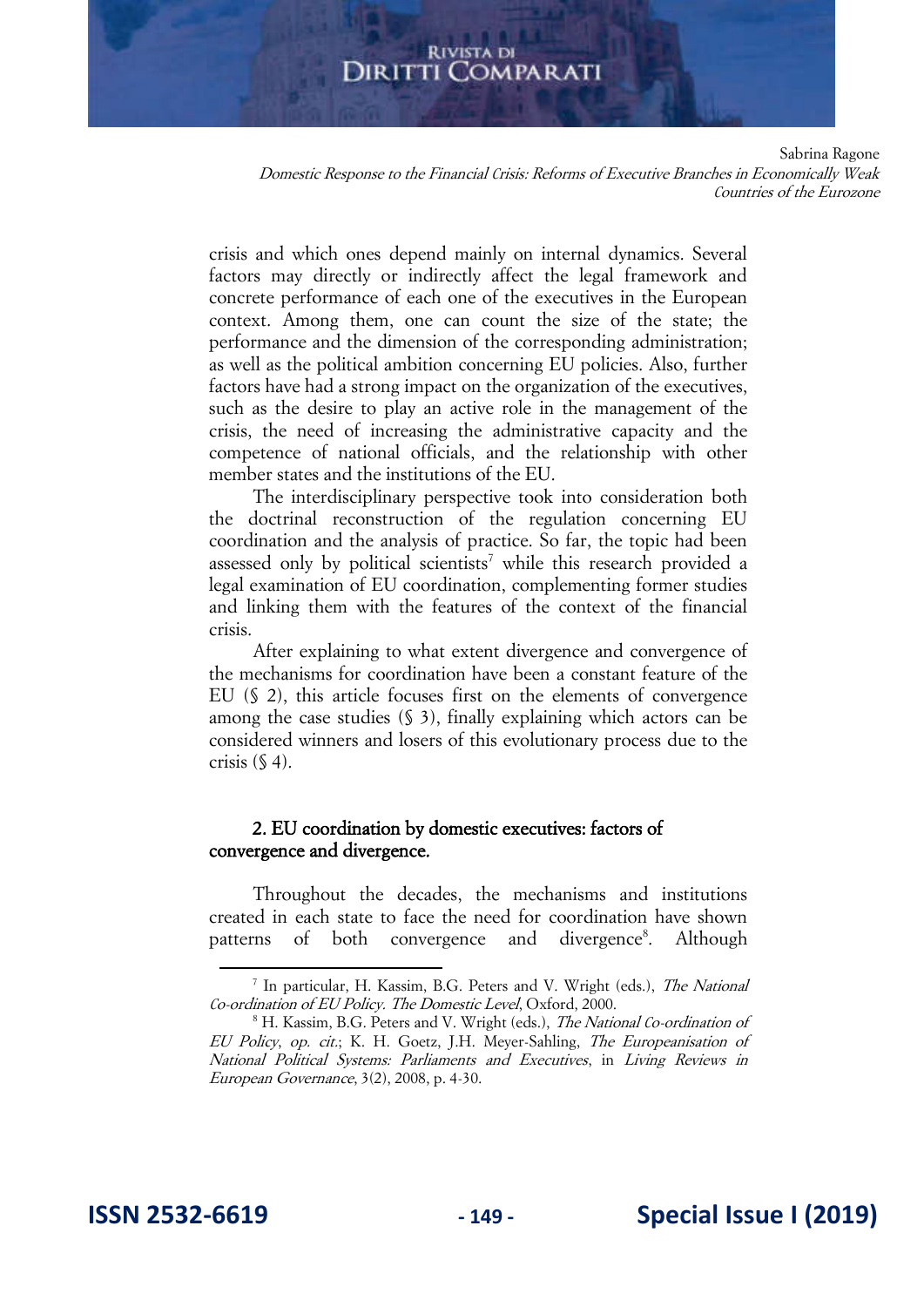crisis and which ones depend mainly on internal dynamics. Several factors may directly or indirectly affect the legal framework and concrete performance of each one of the executives in the European context. Among them, one can count the size of the state; the performance and the dimension of the corresponding administration; as well as the political ambition concerning EU policies. Also, further factors have had a strong impact on the organization of the executives, such as the desire to play an active role in the management of the crisis, the need of increasing the administrative capacity and the competence of national officials, and the relationship with other member states and the institutions of the EU.

The interdisciplinary perspective took into consideration both the doctrinal reconstruction of the regulation concerning EU coordination and the analysis of practice. So far, the topic had been assessed only by political scientists[7] while this research provided a legal examination of EU coordination, complementing former studies and linking them with the features of the context of the financial crisis.

After explaining to what extent divergence and convergence of the mechanisms for coordination have been a constant feature of the EU (§ 2), this article focuses first on the elements of convergence among the case studies (§ 3), finally explaining which actors can be considered winners and losers of this evolutionary process due to the crisis (§ 4).

## 2. EU coordination by domestic executives: factors of convergence and divergence.

Throughout the decades, the mechanisms and institutions created in each state to face the need for coordination have shown patterns of both convergence and divergence[8]. Although

---

[7] In particular, H. Kassim, B.G. Peters and V. Wright (eds.), *The National Co-ordination of EU Policy. The Domestic Level*, Oxford, 2000.

[8] H. Kassim, B.G. Peters and V. Wright (eds.), *The National Co-ordination of EU Policy*, *op. cit.*; K. H. Goetz, J.H. Meyer-Sahling, *The Europeanisation of National Political Systems: Parliaments and Executives*, in *Living Reviews in European Governance*, 3(2), 2008, p. 4-30.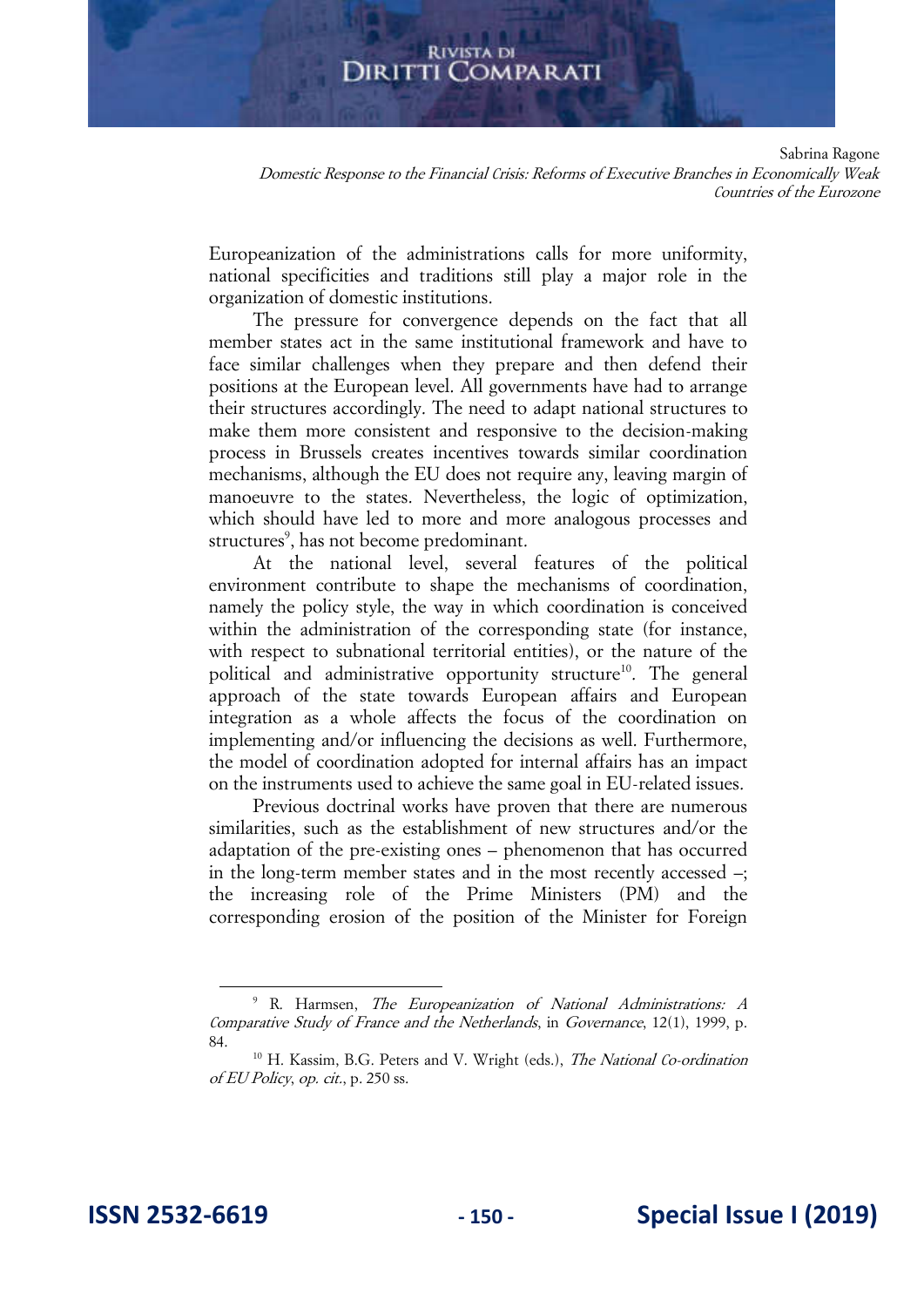Europeanization of the administrations calls for more uniformity, national specificities and traditions still play a major role in the organization of domestic institutions.

The pressure for convergence depends on the fact that all member states act in the same institutional framework and have to face similar challenges when they prepare and then defend their positions at the European level. All governments have had to arrange their structures accordingly. The need to adapt national structures to make them more consistent and responsive to the decision-making process in Brussels creates incentives towards similar coordination mechanisms, although the EU does not require any, leaving margin of manoeuvre to the states. Nevertheless, the logic of optimization, which should have led to more and more analogous processes and structures[9], has not become predominant.

At the national level, several features of the political environment contribute to shape the mechanisms of coordination, namely the policy style, the way in which coordination is conceived within the administration of the corresponding state (for instance, with respect to subnational territorial entities), or the nature of the political and administrative opportunity structure[10]. The general approach of the state towards European affairs and European integration as a whole affects the focus of the coordination on implementing and/or influencing the decisions as well. Furthermore, the model of coordination adopted for internal affairs has an impact on the instruments used to achieve the same goal in EU-related issues.

Previous doctrinal works have proven that there are numerous similarities, such as the establishment of new structures and/or the adaptation of the pre-existing ones – phenomenon that has occurred in the long-term member states and in the most recently accessed –; the increasing role of the Prime Ministers (PM) and the corresponding erosion of the position of the Minister for Foreign

---

[9] R. Harmsen, *The Europeanization of National Administrations: A Comparative Study of France and the Netherlands*, in *Governance*, 12(1), 1999, p. 84.

[10] H. Kassim, B.G. Peters and V. Wright (eds.), *The National Co-ordination of EU Policy*, *op. cit.*, p. 250 ss.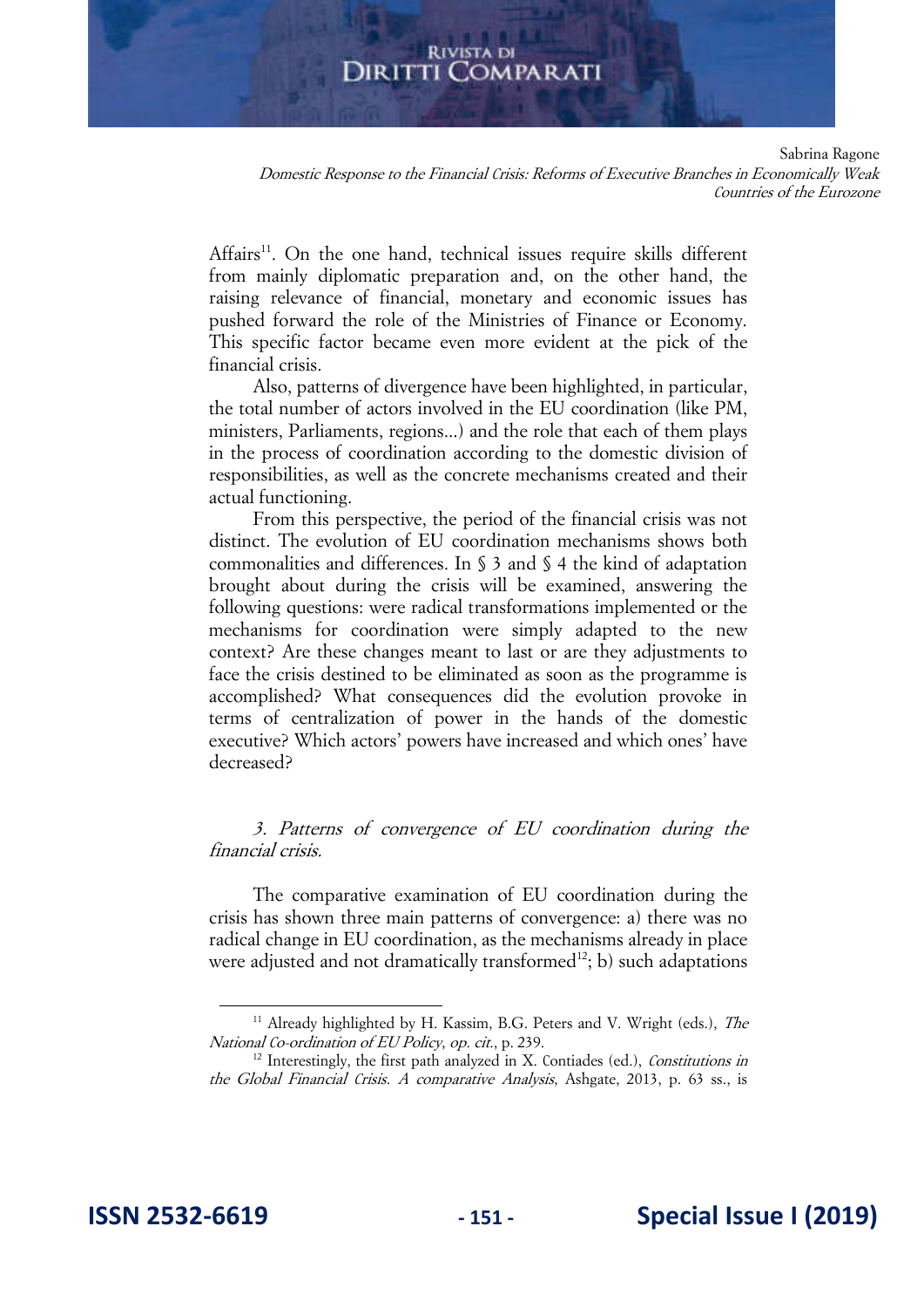Affairs[11]. On the one hand, technical issues require skills different from mainly diplomatic preparation and, on the other hand, the raising relevance of financial, monetary and economic issues has pushed forward the role of the Ministries of Finance or Economy. This specific factor became even more evident at the pick of the financial crisis.

Also, patterns of divergence have been highlighted, in particular, the total number of actors involved in the EU coordination (like PM, ministers, Parliaments, regions…) and the role that each of them plays in the process of coordination according to the domestic division of responsibilities, as well as the concrete mechanisms created and their actual functioning.

From this perspective, the period of the financial crisis was not distinct. The evolution of EU coordination mechanisms shows both commonalities and differences. In § 3 and § 4 the kind of adaptation brought about during the crisis will be examined, answering the following questions: were radical transformations implemented or the mechanisms for coordination were simply adapted to the new context? Are these changes meant to last or are they adjustments to face the crisis destined to be eliminated as soon as the programme is accomplished? What consequences did the evolution provoke in terms of centralization of power in the hands of the domestic executive? Which actors' powers have increased and which ones' have decreased?

### *3. Patterns of convergence of EU coordination during the financial crisis.*

The comparative examination of EU coordination during the crisis has shown three main patterns of convergence: a) there was no radical change in EU coordination, as the mechanisms already in place were adjusted and not dramatically transformed[12]; b) such adaptations

---

[11] Already highlighted by H. Kassim, B.G. Peters and V. Wright (eds.), *The National Co-ordination of EU Policy*, *op. cit.*, p. 239.

[12] Interestingly, the first path analyzed in X. Contiades (ed.), *Constitutions in the Global Financial Crisis. A comparative Analysis*, Ashgate, 2013, p. 63 ss., is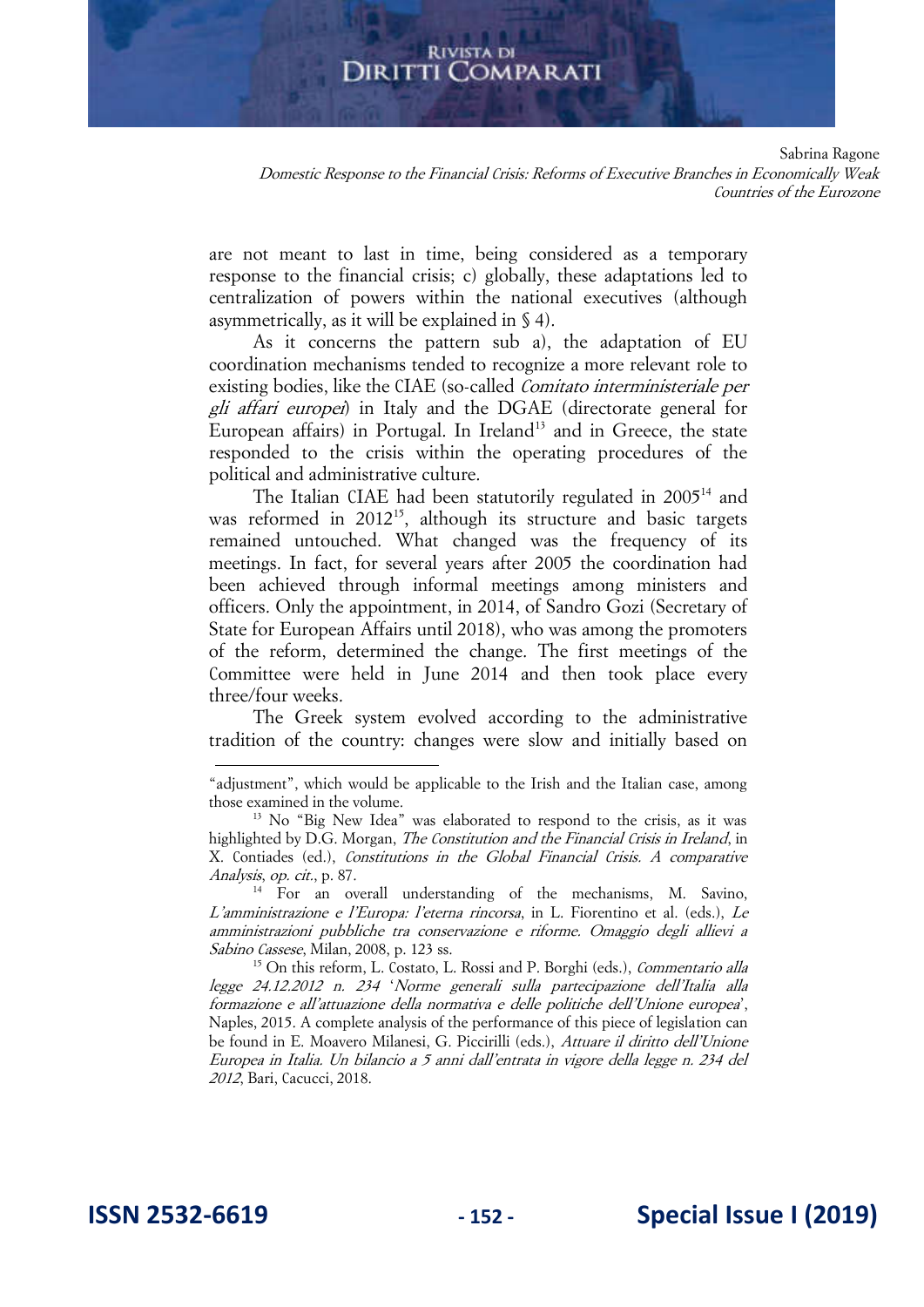are not meant to last in time, being considered as a temporary response to the financial crisis; c) globally, these adaptations led to centralization of powers within the national executives (although asymmetrically, as it will be explained in § 4).

As it concerns the pattern sub a), the adaptation of EU coordination mechanisms tended to recognize a more relevant role to existing bodies, like the CIAE (so-called *Comitato interministeriale per gli affari europei*) in Italy and the DGAE (directorate general for European affairs) in Portugal. In Ireland[13] and in Greece, the state responded to the crisis within the operating procedures of the political and administrative culture.

The Italian CIAE had been statutorily regulated in 2005[14] and was reformed in 2012[15], although its structure and basic targets remained untouched. What changed was the frequency of its meetings. In fact, for several years after 2005 the coordination had been achieved through informal meetings among ministers and officers. Only the appointment, in 2014, of Sandro Gozi (Secretary of State for European Affairs until 2018), who was among the promoters of the reform, determined the change. The first meetings of the Committee were held in June 2014 and then took place every three/four weeks.

The Greek system evolved according to the administrative tradition of the country: changes were slow and initially based on

---

"adjustment", which would be applicable to the Irish and the Italian case, among those examined in the volume.

[13] No "Big New Idea" was elaborated to respond to the crisis, as it was highlighted by D.G. Morgan, *The Constitution and the Financial Crisis in Ireland*, in X. Contiades (ed.), *Constitutions in the Global Financial Crisis. A comparative Analysis*, *op. cit*., p. 87.

[14] For an overall understanding of the mechanisms, M. Savino, *L'amministrazione e l'Europa: l'eterna rincorsa*, in L. Fiorentino et al. (eds.), *Le amministrazioni pubbliche tra conservazione e riforme. Omaggio degli allievi a Sabino Cassese*, Milan, 2008, p. 123 ss.

[15] On this reform, L. Costato, L. Rossi and P. Borghi (eds.), *Commentario alla legge 24.12.2012 n. 234* '*Norme generali sulla partecipazione dell'Italia alla formazione e all'attuazione della normativa e delle politiche dell'Unione europea*', Naples, 2015. A complete analysis of the performance of this piece of legislation can be found in E. Moavero Milanesi, G. Piccirilli (eds.), *Attuare il diritto dell'Unione Europea in Italia. Un bilancio a 5 anni dall'entrata in vigore della legge n. 234 del 2012*, Bari, Cacucci, 2018.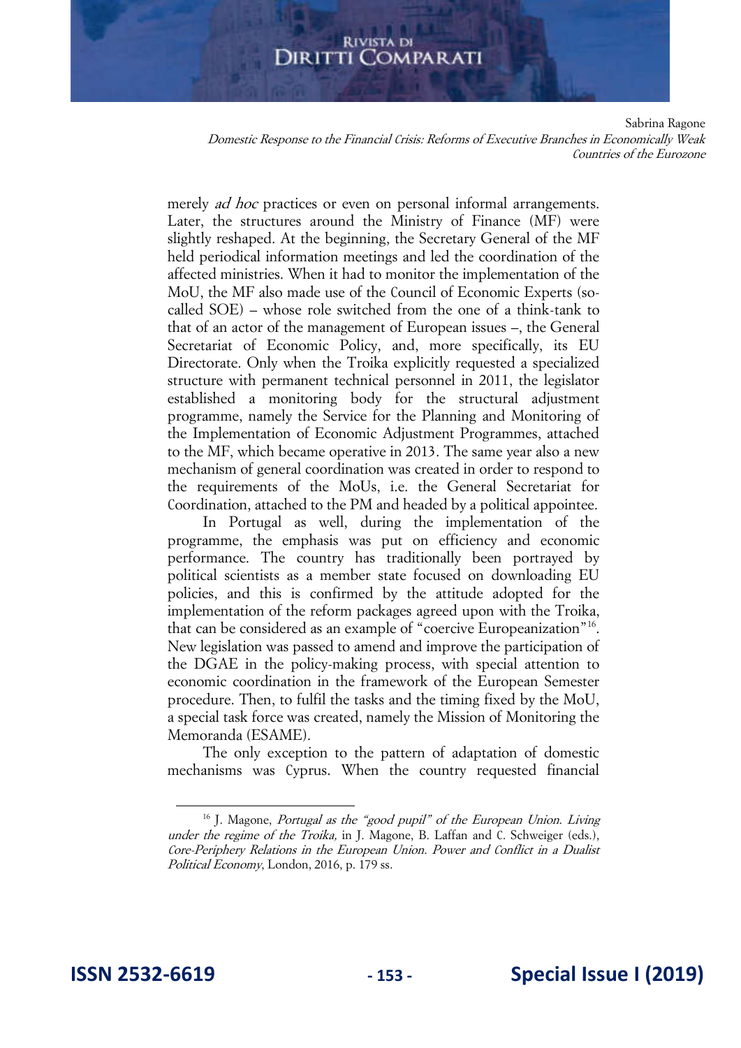merely *ad hoc* practices or even on personal informal arrangements. Later, the structures around the Ministry of Finance (MF) were slightly reshaped. At the beginning, the Secretary General of the MF held periodical information meetings and led the coordination of the affected ministries. When it had to monitor the implementation of the MoU, the MF also made use of the Council of Economic Experts (so-called SOE) – whose role switched from the one of a think-tank to that of an actor of the management of European issues –, the General Secretariat of Economic Policy, and, more specifically, its EU Directorate. Only when the Troika explicitly requested a specialized structure with permanent technical personnel in 2011, the legislator established a monitoring body for the structural adjustment programme, namely the Service for the Planning and Monitoring of the Implementation of Economic Adjustment Programmes, attached to the MF, which became operative in 2013. The same year also a new mechanism of general coordination was created in order to respond to the requirements of the MoUs, i.e. the General Secretariat for Coordination, attached to the PM and headed by a political appointee.

In Portugal as well, during the implementation of the programme, the emphasis was put on efficiency and economic performance. The country has traditionally been portrayed by political scientists as a member state focused on downloading EU policies, and this is confirmed by the attitude adopted for the implementation of the reform packages agreed upon with the Troika, that can be considered as an example of "coercive Europeanization"[16]. New legislation was passed to amend and improve the participation of the DGAE in the policy-making process, with special attention to economic coordination in the framework of the European Semester procedure. Then, to fulfil the tasks and the timing fixed by the MoU, a special task force was created, namely the Mission of Monitoring the Memoranda (ESAME).

The only exception to the pattern of adaptation of domestic mechanisms was Cyprus. When the country requested financial

[16] J. Magone, *Portugal as the "good pupil" of the European Union. Living under the regime of the Troika,* in J. Magone, B. Laffan and C. Schweiger (eds.), *Core-Periphery Relations in the European Union. Power and Conflict in a Dualist Political Economy*, London, 2016, p. 179 ss.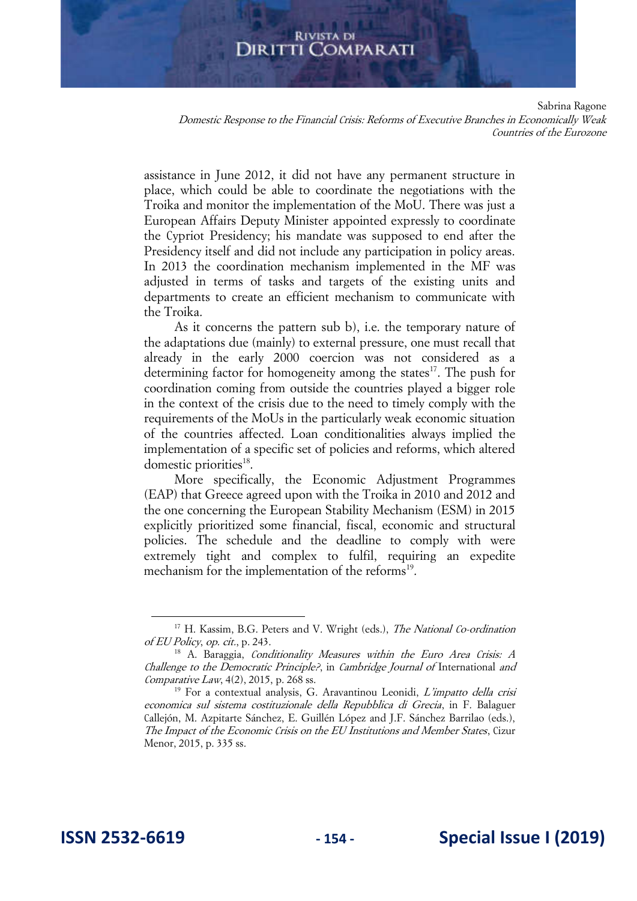assistance in June 2012, it did not have any permanent structure in place, which could be able to coordinate the negotiations with the Troika and monitor the implementation of the MoU. There was just a European Affairs Deputy Minister appointed expressly to coordinate the Cypriot Presidency; his mandate was supposed to end after the Presidency itself and did not include any participation in policy areas. In 2013 the coordination mechanism implemented in the MF was adjusted in terms of tasks and targets of the existing units and departments to create an efficient mechanism to communicate with the Troika.

As it concerns the pattern sub b), i.e. the temporary nature of the adaptations due (mainly) to external pressure, one must recall that already in the early 2000 coercion was not considered as a determining factor for homogeneity among the states[17]. The push for coordination coming from outside the countries played a bigger role in the context of the crisis due to the need to timely comply with the requirements of the MoUs in the particularly weak economic situation of the countries affected. Loan conditionalities always implied the implementation of a specific set of policies and reforms, which altered domestic priorities[18].

More specifically, the Economic Adjustment Programmes (EAP) that Greece agreed upon with the Troika in 2010 and 2012 and the one concerning the European Stability Mechanism (ESM) in 2015 explicitly prioritized some financial, fiscal, economic and structural policies. The schedule and the deadline to comply with were extremely tight and complex to fulfil, requiring an expedite mechanism for the implementation of the reforms[19].

---

[17] H. Kassim, B.G. Peters and V. Wright (eds.), *The National Co-ordination of EU Policy*, *op. cit.*, p. 243.

[18] A. Baraggia, *Conditionality Measures within the Euro Area Crisis: A Challenge to the Democratic Principle?*, in *Cambridge Journal of* International *and Comparative Law*, 4(2), 2015, p. 268 ss.

[19] For a contextual analysis, G. Aravantinou Leonidi, *L'impatto della crisi economica sul sistema costituzionale della Repubblica di Grecia*, in F. Balaguer Callejón, M. Azpitarte Sánchez, E. Guillén López and J.F. Sánchez Barrilao (eds.), *The Impact of the Economic Crisis on the EU Institutions and Member States*, Cizur Menor, 2015, p. 335 ss.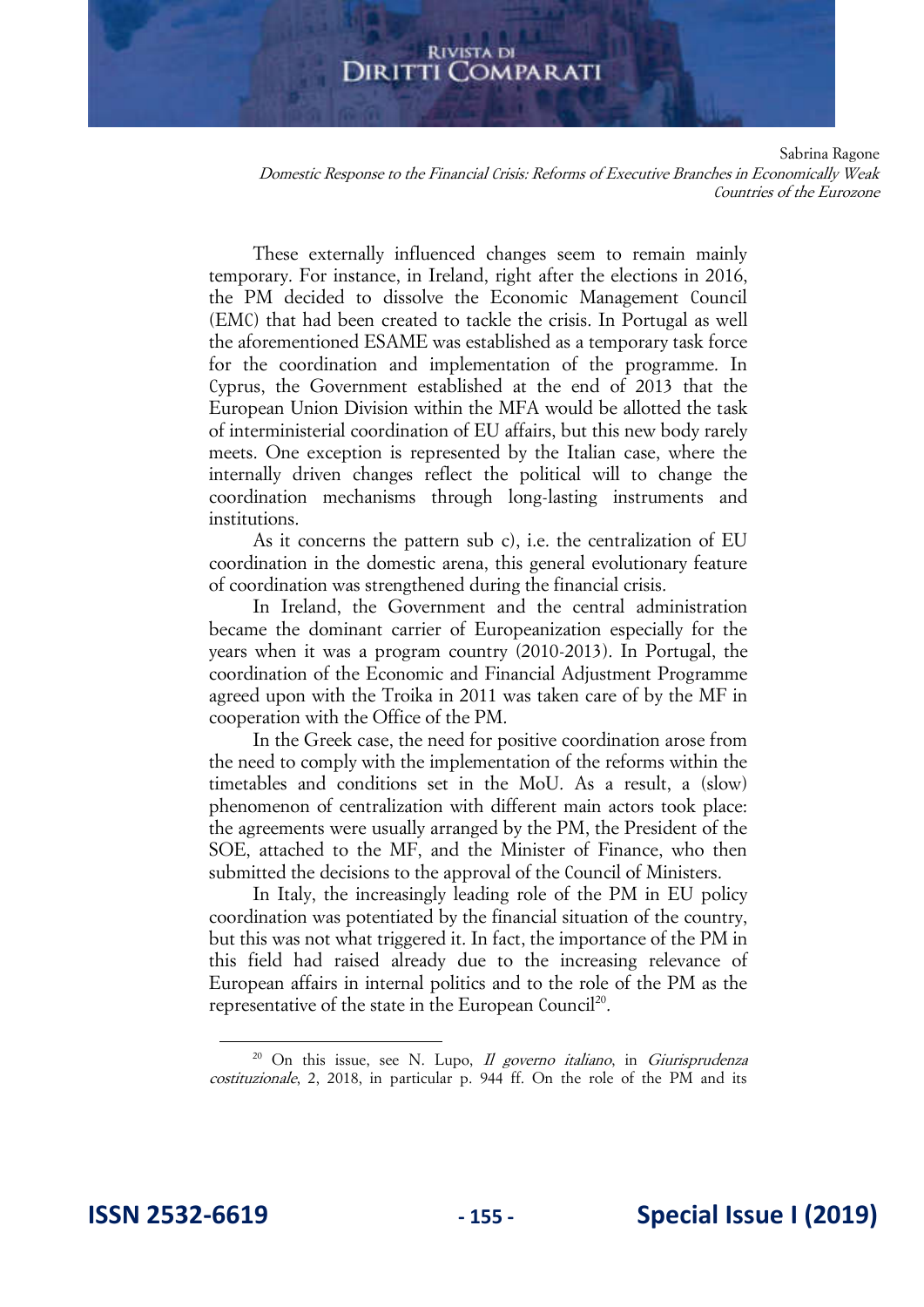These externally influenced changes seem to remain mainly temporary. For instance, in Ireland, right after the elections in 2016, the PM decided to dissolve the Economic Management Council (EMC) that had been created to tackle the crisis. In Portugal as well the aforementioned ESAME was established as a temporary task force for the coordination and implementation of the programme. In Cyprus, the Government established at the end of 2013 that the European Union Division within the MFA would be allotted the task of interministerial coordination of EU affairs, but this new body rarely meets. One exception is represented by the Italian case, where the internally driven changes reflect the political will to change the coordination mechanisms through long-lasting instruments and institutions.

As it concerns the pattern sub c), i.e. the centralization of EU coordination in the domestic arena, this general evolutionary feature of coordination was strengthened during the financial crisis.

In Ireland, the Government and the central administration became the dominant carrier of Europeanization especially for the years when it was a program country (2010-2013). In Portugal, the coordination of the Economic and Financial Adjustment Programme agreed upon with the Troika in 2011 was taken care of by the MF in cooperation with the Office of the PM.

In the Greek case, the need for positive coordination arose from the need to comply with the implementation of the reforms within the timetables and conditions set in the MoU. As a result, a (slow) phenomenon of centralization with different main actors took place: the agreements were usually arranged by the PM, the President of the SOE, attached to the MF, and the Minister of Finance, who then submitted the decisions to the approval of the Council of Ministers.

In Italy, the increasingly leading role of the PM in EU policy coordination was potentiated by the financial situation of the country, but this was not what triggered it. In fact, the importance of the PM in this field had raised already due to the increasing relevance of European affairs in internal politics and to the role of the PM as the representative of the state in the European Council[20].

---

[20] On this issue, see N. Lupo, *Il governo italiano*, in *Giurisprudenza costituzionale*, 2, 2018, in particular p. 944 ff. On the role of the PM and its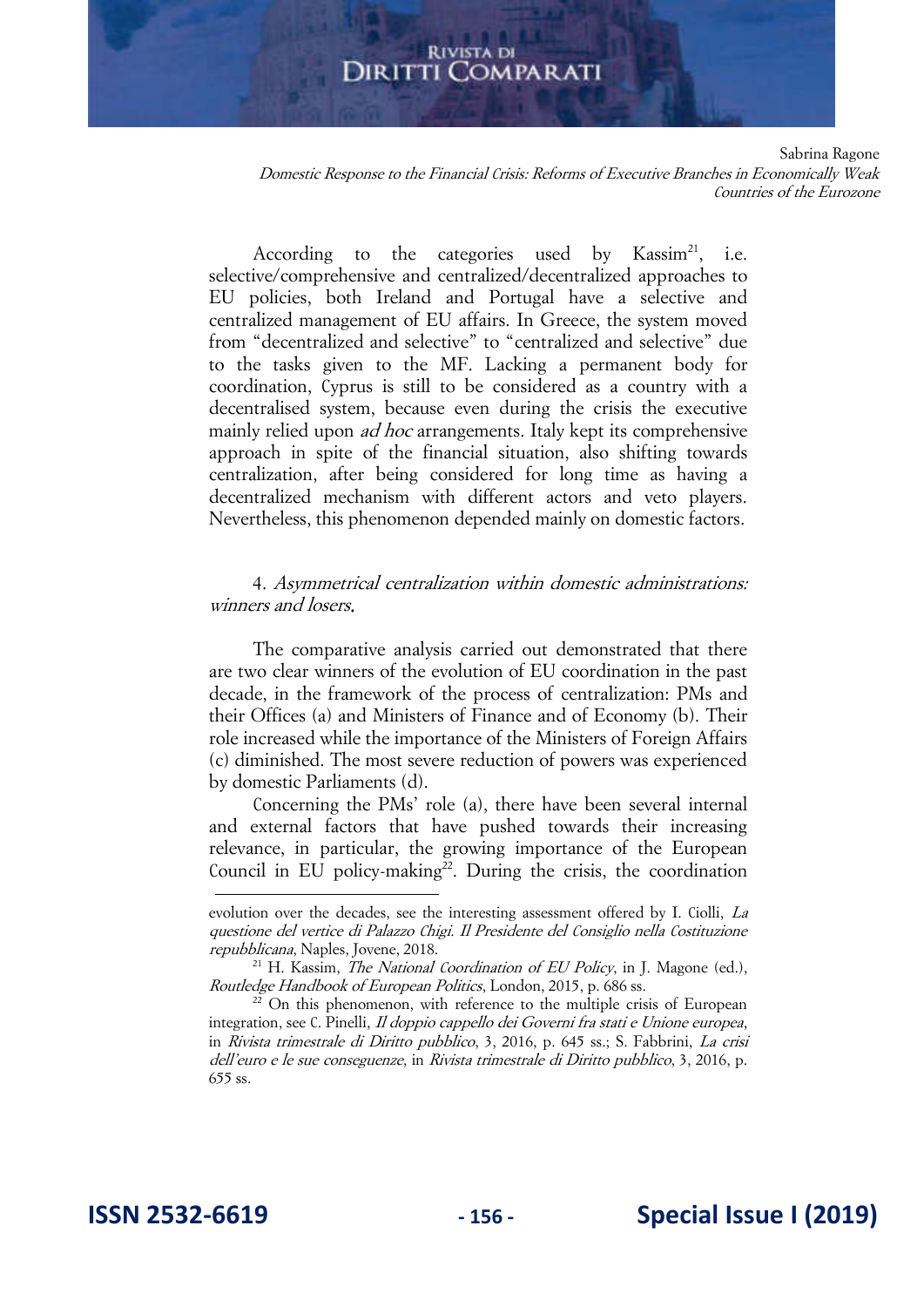According to the categories used by Kassim[21], i.e. selective/comprehensive and centralized/decentralized approaches to EU policies, both Ireland and Portugal have a selective and centralized management of EU affairs. In Greece, the system moved from "decentralized and selective" to "centralized and selective" due to the tasks given to the MF. Lacking a permanent body for coordination, Cyprus is still to be considered as a country with a decentralised system, because even during the crisis the executive mainly relied upon *ad hoc* arrangements. Italy kept its comprehensive approach in spite of the financial situation, also shifting towards centralization, after being considered for long time as having a decentralized mechanism with different actors and veto players. Nevertheless, this phenomenon depended mainly on domestic factors.

## 4. *Asymmetrical centralization within domestic administrations: winners and losers*.

The comparative analysis carried out demonstrated that there are two clear winners of the evolution of EU coordination in the past decade, in the framework of the process of centralization: PMs and their Offices (a) and Ministers of Finance and of Economy (b). Their role increased while the importance of the Ministers of Foreign Affairs (c) diminished. The most severe reduction of powers was experienced by domestic Parliaments (d).

Concerning the PMs' role (a), there have been several internal and external factors that have pushed towards their increasing relevance, in particular, the growing importance of the European Council in EU policy-making[22]. During the crisis, the coordination

---

evolution over the decades, see the interesting assessment offered by I. Ciolli, *La questione del vertice di Palazzo Chigi. Il Presidente del Consiglio nella Costituzione repubblicana*, Naples, Jovene, 2018.

[21] H. Kassim, *The National Coordination of EU Policy*, in J. Magone (ed.), *Routledge Handbook of European Politics*, London, 2015, p. 686 ss.

[22] On this phenomenon, with reference to the multiple crisis of European integration, see C. Pinelli, *Il doppio cappello dei Governi fra stati e Unione europea*, in *Rivista trimestrale di Diritto pubblico*, 3, 2016, p. 645 ss.; S. Fabbrini, *La crisi dell'euro e le sue conseguenze*, in *Rivista trimestrale di Diritto pubblico*, 3, 2016, p. 655 ss.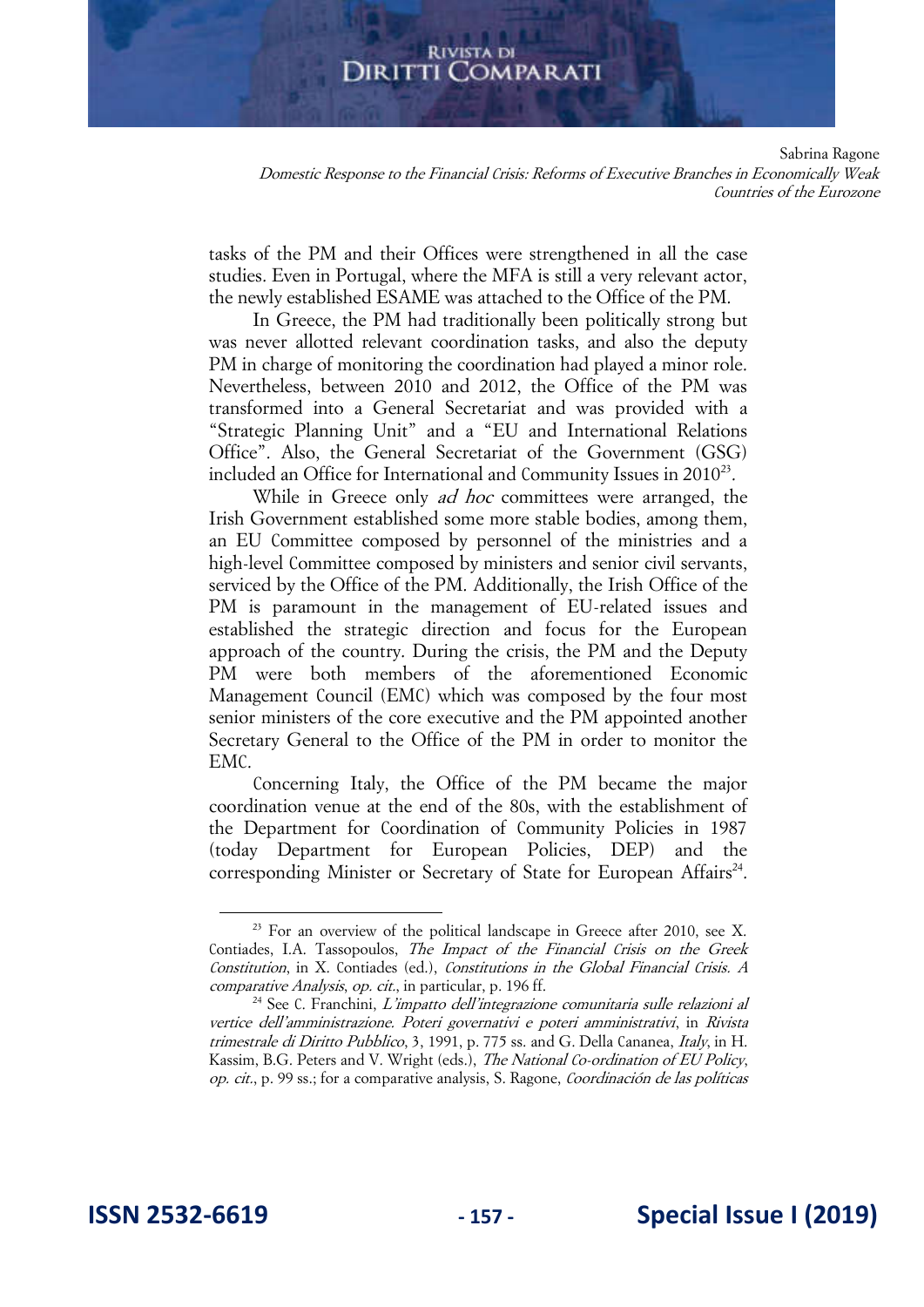tasks of the PM and their Offices were strengthened in all the case studies. Even in Portugal, where the MFA is still a very relevant actor, the newly established ESAME was attached to the Office of the PM.

In Greece, the PM had traditionally been politically strong but was never allotted relevant coordination tasks, and also the deputy PM in charge of monitoring the coordination had played a minor role. Nevertheless, between 2010 and 2012, the Office of the PM was transformed into a General Secretariat and was provided with a "Strategic Planning Unit" and a "EU and International Relations Office". Also, the General Secretariat of the Government (GSG) included an Office for International and Community Issues in 2010[23].

While in Greece only *ad hoc* committees were arranged, the Irish Government established some more stable bodies, among them, an EU Committee composed by personnel of the ministries and a high-level Committee composed by ministers and senior civil servants, serviced by the Office of the PM. Additionally, the Irish Office of the PM is paramount in the management of EU-related issues and established the strategic direction and focus for the European approach of the country. During the crisis, the PM and the Deputy PM were both members of the aforementioned Economic Management Council (EMC) which was composed by the four most senior ministers of the core executive and the PM appointed another Secretary General to the Office of the PM in order to monitor the EMC.

Concerning Italy, the Office of the PM became the major coordination venue at the end of the 80s, with the establishment of the Department for Coordination of Community Policies in 1987 (today Department for European Policies, DEP) and the corresponding Minister or Secretary of State for European Affairs[24].

---

[23] For an overview of the political landscape in Greece after 2010, see X. Contiades, I.A. Tassopoulos, *The Impact of the Financial Crisis on the Greek Constitution*, in X. Contiades (ed.), *Constitutions in the Global Financial Crisis. A comparative Analysis*, *op. cit.*, in particular, p. 196 ff.

[24] See C. Franchini, *L'impatto dell'integrazione comunitaria sulle relazioni al vertice dell'amministrazione. Poteri governativi e poteri amministrativi*, in *Rivista trimestrale di Diritto Pubblico*, 3, 1991, p. 775 ss. and G. Della Cananea, *Italy*, in H. Kassim, B.G. Peters and V. Wright (eds.), *The National Co-ordination of EU Policy*, *op. cit.*, p. 99 ss.; for a comparative analysis, S. Ragone, *Coordinación de las políticas*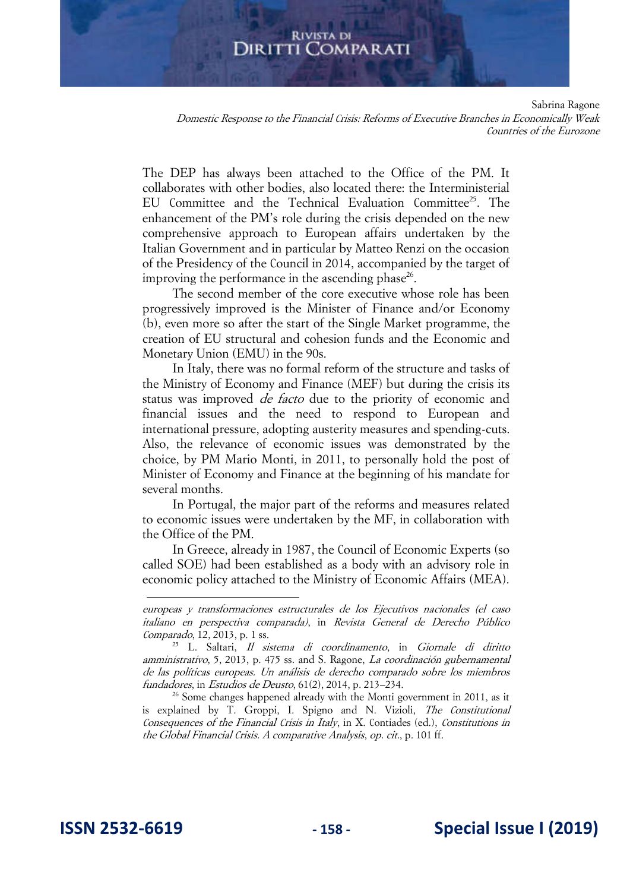The DEP has always been attached to the Office of the PM. It collaborates with other bodies, also located there: the Interministerial EU Committee and the Technical Evaluation Committee[25]. The enhancement of the PM's role during the crisis depended on the new comprehensive approach to European affairs undertaken by the Italian Government and in particular by Matteo Renzi on the occasion of the Presidency of the Council in 2014, accompanied by the target of improving the performance in the ascending phase[26].

The second member of the core executive whose role has been progressively improved is the Minister of Finance and/or Economy (b), even more so after the start of the Single Market programme, the creation of EU structural and cohesion funds and the Economic and Monetary Union (EMU) in the 90s.

In Italy, there was no formal reform of the structure and tasks of the Ministry of Economy and Finance (MEF) but during the crisis its status was improved *de facto* due to the priority of economic and financial issues and the need to respond to European and international pressure, adopting austerity measures and spending-cuts. Also, the relevance of economic issues was demonstrated by the choice, by PM Mario Monti, in 2011, to personally hold the post of Minister of Economy and Finance at the beginning of his mandate for several months.

In Portugal, the major part of the reforms and measures related to economic issues were undertaken by the MF, in collaboration with the Office of the PM.

In Greece, already in 1987, the Council of Economic Experts (so called SOE) had been established as a body with an advisory role in economic policy attached to the Ministry of Economic Affairs (MEA).

---

*europeas y transformaciones estructurales de los Ejecutivos nacionales (el caso italiano en perspectiva comparada)*, in *Revista General de Derecho Público Comparado*, 12, 2013, p. 1 ss.

[25] L. Saltari, *Il sistema di coordinamento*, in *Giornale di diritto amministrativo*, 5, 2013, p. 475 ss. and S. Ragone, *La coordinación gubernamental de las políticas europeas. Un análisis de derecho comparado sobre los miembros fundadores*, in *Estudios de Deusto*, 61(2), 2014, p. 213–234.

[26] Some changes happened already with the Monti government in 2011, as it is explained by T. Groppi, I. Spigno and N. Vizioli, *The Constitutional Consequences of the Financial Crisis in Italy*, in X. Contiades (ed.), *Constitutions in the Global Financial Crisis. A comparative Analysis*, *op. cit*., p. 101 ff.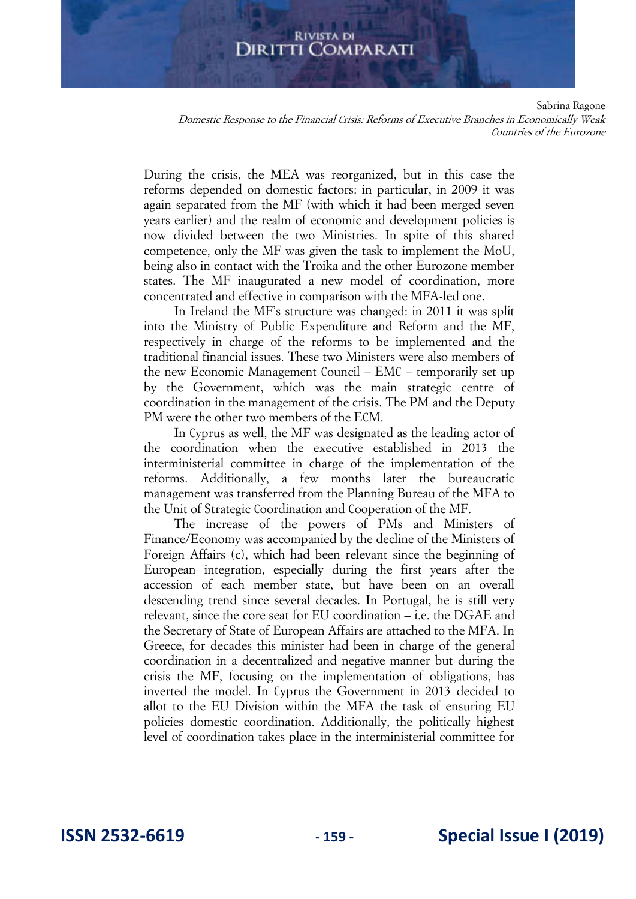During the crisis, the MEA was reorganized, but in this case the reforms depended on domestic factors: in particular, in 2009 it was again separated from the MF (with which it had been merged seven years earlier) and the realm of economic and development policies is now divided between the two Ministries. In spite of this shared competence, only the MF was given the task to implement the MoU, being also in contact with the Troika and the other Eurozone member states. The MF inaugurated a new model of coordination, more concentrated and effective in comparison with the MFA-led one.

In Ireland the MF's structure was changed: in 2011 it was split into the Ministry of Public Expenditure and Reform and the MF, respectively in charge of the reforms to be implemented and the traditional financial issues. These two Ministers were also members of the new Economic Management Council – EMC – temporarily set up by the Government, which was the main strategic centre of coordination in the management of the crisis. The PM and the Deputy PM were the other two members of the ECM.

In Cyprus as well, the MF was designated as the leading actor of the coordination when the executive established in 2013 the interministerial committee in charge of the implementation of the reforms. Additionally, a few months later the bureaucratic management was transferred from the Planning Bureau of the MFA to the Unit of Strategic Coordination and Cooperation of the MF.

The increase of the powers of PMs and Ministers of Finance/Economy was accompanied by the decline of the Ministers of Foreign Affairs (c), which had been relevant since the beginning of European integration, especially during the first years after the accession of each member state, but have been on an overall descending trend since several decades. In Portugal, he is still very relevant, since the core seat for EU coordination – i.e. the DGAE and the Secretary of State of European Affairs are attached to the MFA. In Greece, for decades this minister had been in charge of the general coordination in a decentralized and negative manner but during the crisis the MF, focusing on the implementation of obligations, has inverted the model. In Cyprus the Government in 2013 decided to allot to the EU Division within the MFA the task of ensuring EU policies domestic coordination. Additionally, the politically highest level of coordination takes place in the interministerial committee for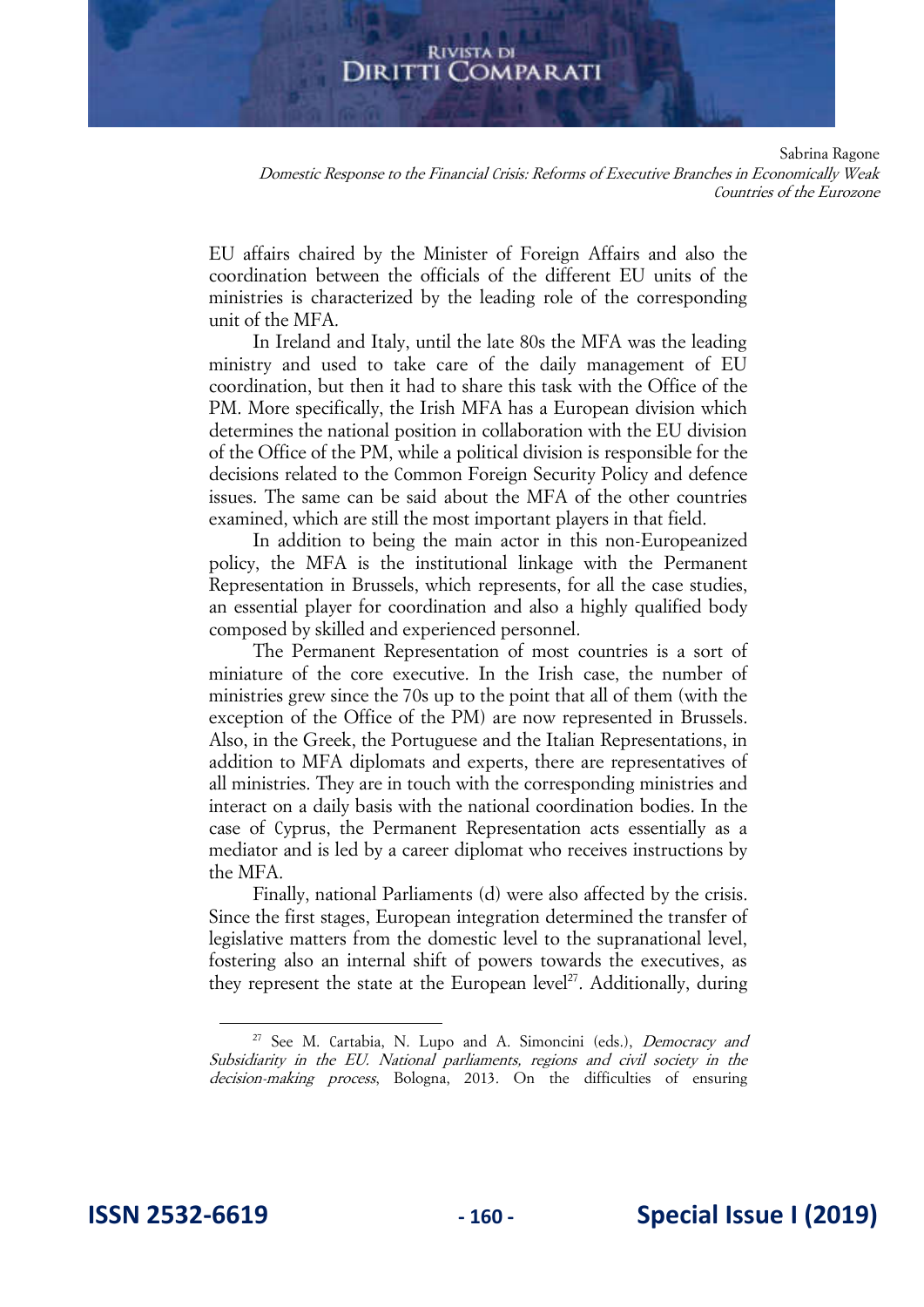EU affairs chaired by the Minister of Foreign Affairs and also the coordination between the officials of the different EU units of the ministries is characterized by the leading role of the corresponding unit of the MFA.

In Ireland and Italy, until the late 80s the MFA was the leading ministry and used to take care of the daily management of EU coordination, but then it had to share this task with the Office of the PM. More specifically, the Irish MFA has a European division which determines the national position in collaboration with the EU division of the Office of the PM, while a political division is responsible for the decisions related to the Common Foreign Security Policy and defence issues. The same can be said about the MFA of the other countries examined, which are still the most important players in that field.

In addition to being the main actor in this non-Europeanized policy, the MFA is the institutional linkage with the Permanent Representation in Brussels, which represents, for all the case studies, an essential player for coordination and also a highly qualified body composed by skilled and experienced personnel.

The Permanent Representation of most countries is a sort of miniature of the core executive. In the Irish case, the number of ministries grew since the 70s up to the point that all of them (with the exception of the Office of the PM) are now represented in Brussels. Also, in the Greek, the Portuguese and the Italian Representations, in addition to MFA diplomats and experts, there are representatives of all ministries. They are in touch with the corresponding ministries and interact on a daily basis with the national coordination bodies. In the case of Cyprus, the Permanent Representation acts essentially as a mediator and is led by a career diplomat who receives instructions by the MFA.

Finally, national Parliaments (d) were also affected by the crisis. Since the first stages, European integration determined the transfer of legislative matters from the domestic level to the supranational level, fostering also an internal shift of powers towards the executives, as they represent the state at the European level[27]. Additionally, during

[27] See M. Cartabia, N. Lupo and A. Simoncini (eds.), *Democracy and Subsidiarity in the EU. National parliaments, regions and civil society in the decision-making process*, Bologna, 2013. On the difficulties of ensuring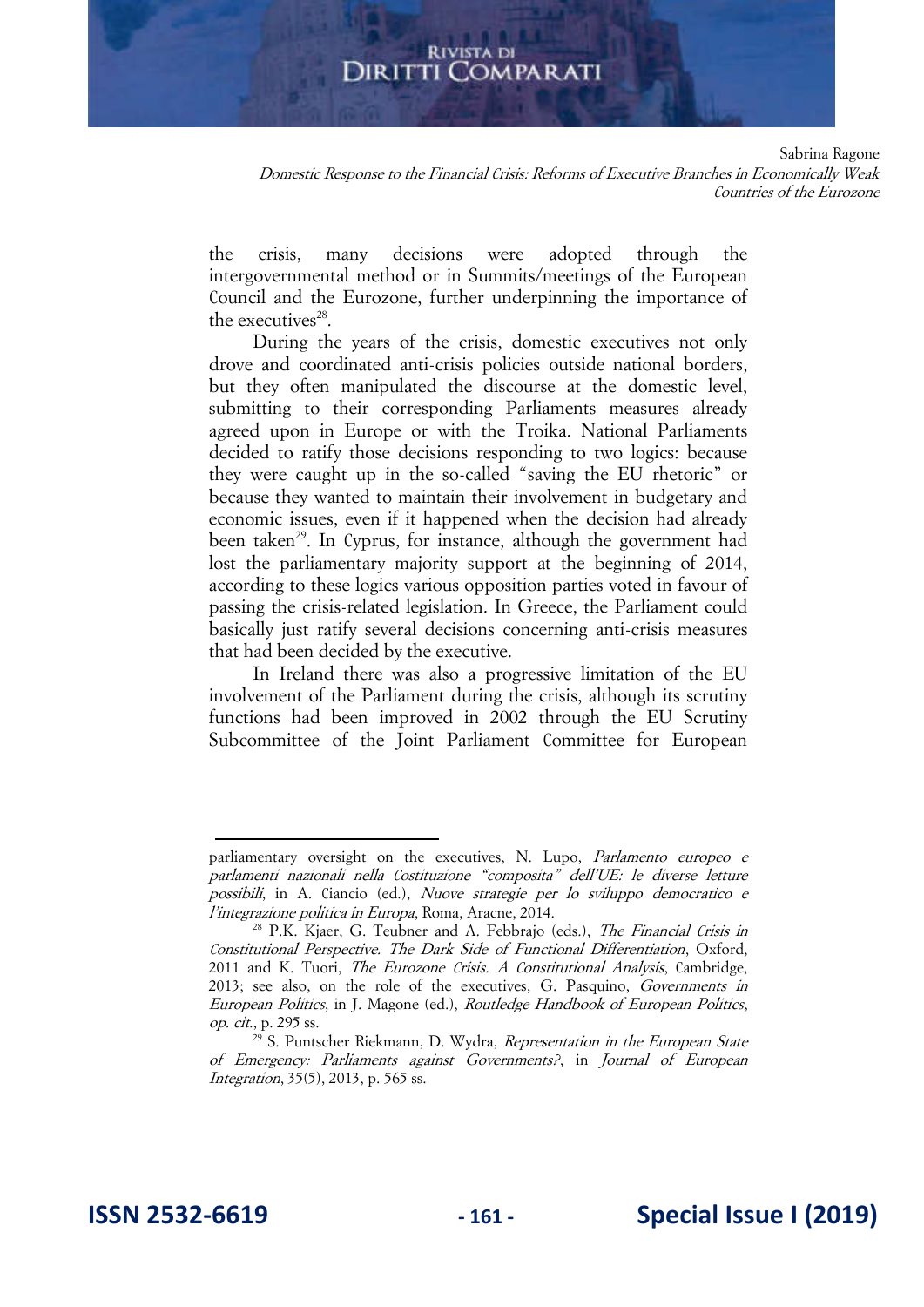the crisis, many decisions were adopted through the intergovernmental method or in Summits/meetings of the European Council and the Eurozone, further underpinning the importance of the executives[28].

During the years of the crisis, domestic executives not only drove and coordinated anti-crisis policies outside national borders, but they often manipulated the discourse at the domestic level, submitting to their corresponding Parliaments measures already agreed upon in Europe or with the Troika. National Parliaments decided to ratify those decisions responding to two logics: because they were caught up in the so-called "saving the EU rhetoric" or because they wanted to maintain their involvement in budgetary and economic issues, even if it happened when the decision had already been taken[29]. In Cyprus, for instance, although the government had lost the parliamentary majority support at the beginning of 2014, according to these logics various opposition parties voted in favour of passing the crisis-related legislation. In Greece, the Parliament could basically just ratify several decisions concerning anti-crisis measures that had been decided by the executive.

In Ireland there was also a progressive limitation of the EU involvement of the Parliament during the crisis, although its scrutiny functions had been improved in 2002 through the EU Scrutiny Subcommittee of the Joint Parliament Committee for European

---

parliamentary oversight on the executives, N. Lupo, *Parlamento europeo e parlamenti nazionali nella Costituzione "composita" dell'UE: le diverse letture possibili*, in A. Ciancio (ed.), *Nuove strategie per lo sviluppo democratico e l'integrazione politica in Europa*, Roma, Aracne, 2014.

[28] P.K. Kjaer, G. Teubner and A. Febbrajo (eds.), *The Financial Crisis in Constitutional Perspective. The Dark Side of Functional Differentiation*, Oxford, 2011 and K. Tuori, *The Eurozone Crisis. A Constitutional Analysis*, Cambridge, 2013; see also, on the role of the executives, G. Pasquino, *Governments in European Politics*, in J. Magone (ed.), *Routledge Handbook of European Politics*, *op. cit.*, p. 295 ss.

[29] S. Puntscher Riekmann, D. Wydra, *Representation in the European State of Emergency: Parliaments against Governments?*, in *Journal of European Integration*, 35(5), 2013, p. 565 ss.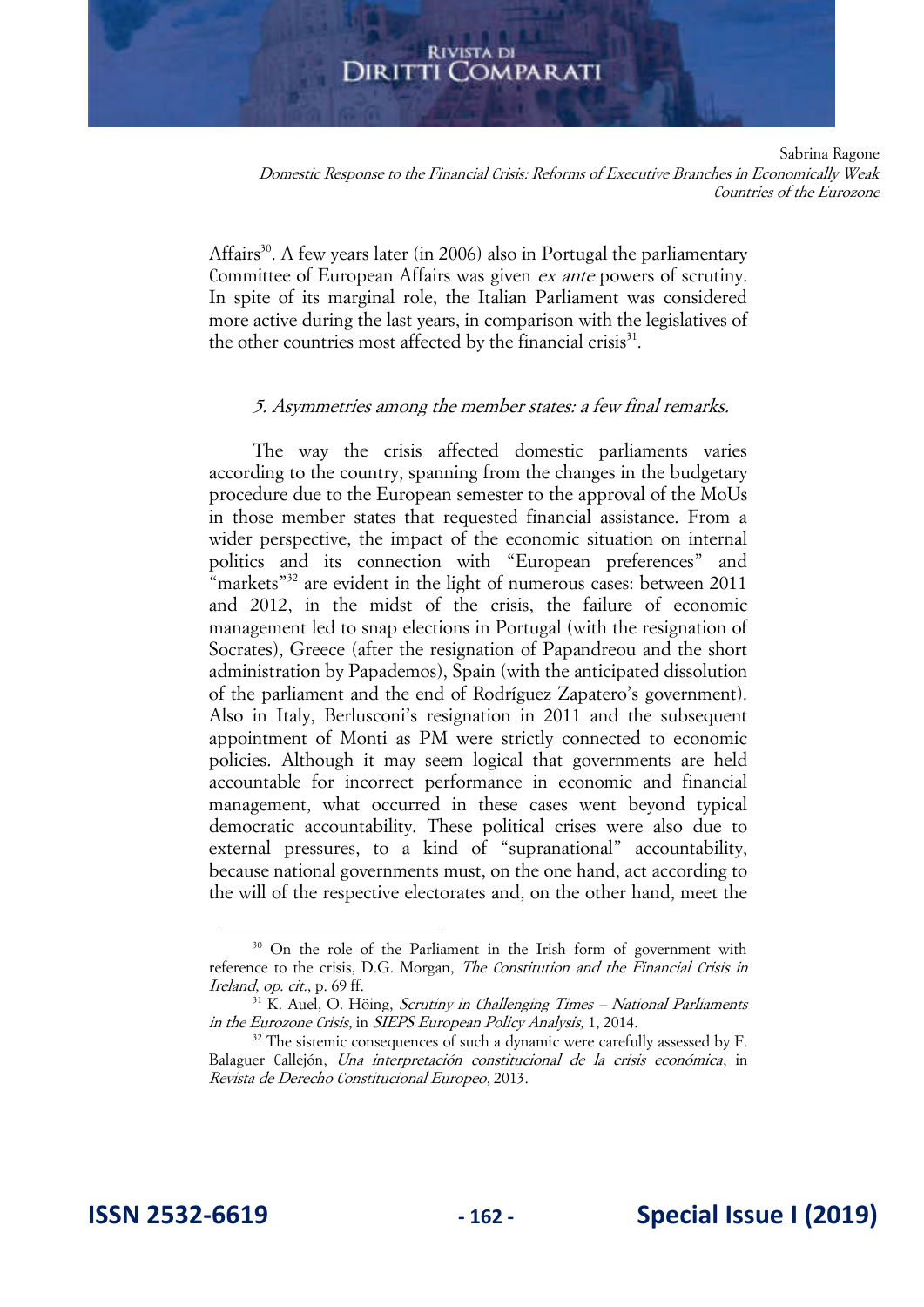Affairs[30]. A few years later (in 2006) also in Portugal the parliamentary Committee of European Affairs was given *ex ante* powers of scrutiny. In spite of its marginal role, the Italian Parliament was considered more active during the last years, in comparison with the legislatives of the other countries most affected by the financial crisis[31].

### *5. Asymmetries among the member states: a few final remarks.*

The way the crisis affected domestic parliaments varies according to the country, spanning from the changes in the budgetary procedure due to the European semester to the approval of the MoUs in those member states that requested financial assistance. From a wider perspective, the impact of the economic situation on internal politics and its connection with "European preferences" and "markets"[32] are evident in the light of numerous cases: between 2011 and 2012, in the midst of the crisis, the failure of economic management led to snap elections in Portugal (with the resignation of Socrates), Greece (after the resignation of Papandreou and the short administration by Papademos), Spain (with the anticipated dissolution of the parliament and the end of Rodríguez Zapatero's government). Also in Italy, Berlusconi's resignation in 2011 and the subsequent appointment of Monti as PM were strictly connected to economic policies. Although it may seem logical that governments are held accountable for incorrect performance in economic and financial management, what occurred in these cases went beyond typical democratic accountability. These political crises were also due to external pressures, to a kind of "supranational" accountability, because national governments must, on the one hand, act according to the will of the respective electorates and, on the other hand, meet the

---

[30] On the role of the Parliament in the Irish form of government with reference to the crisis, D.G. Morgan, *The Constitution and the Financial Crisis in Ireland*, *op. cit.*, p. 69 ff.

[31] K. Auel, O. Höing, *Scrutiny in Challenging Times – National Parliaments in the Eurozone Crisis*, in *SIEPS European Policy Analysis,* 1, 2014.

[32] The sistemic consequences of such a dynamic were carefully assessed by F. Balaguer Callejón, *Una interpretación constitucional de la crisis económica*, in *Revista de Derecho Constitucional Europeo*, 2013.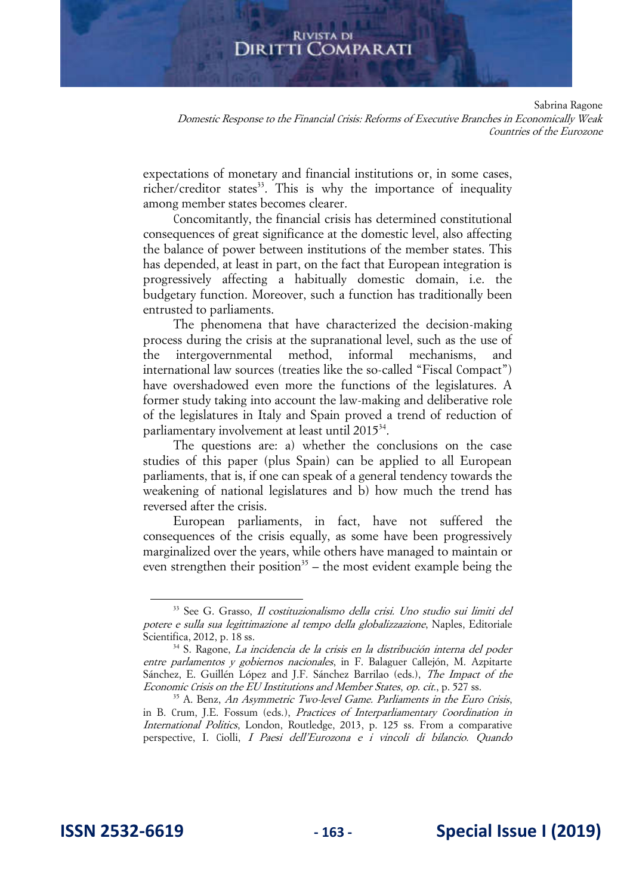expectations of monetary and financial institutions or, in some cases, richer/creditor states[33]. This is why the importance of inequality among member states becomes clearer.

Concomitantly, the financial crisis has determined constitutional consequences of great significance at the domestic level, also affecting the balance of power between institutions of the member states. This has depended, at least in part, on the fact that European integration is progressively affecting a habitually domestic domain, i.e. the budgetary function. Moreover, such a function has traditionally been entrusted to parliaments.

The phenomena that have characterized the decision-making process during the crisis at the supranational level, such as the use of the intergovernmental method, informal mechanisms, and international law sources (treaties like the so-called "Fiscal Compact") have overshadowed even more the functions of the legislatures. A former study taking into account the law-making and deliberative role of the legislatures in Italy and Spain proved a trend of reduction of parliamentary involvement at least until 2015[34].

The questions are: a) whether the conclusions on the case studies of this paper (plus Spain) can be applied to all European parliaments, that is, if one can speak of a general tendency towards the weakening of national legislatures and b) how much the trend has reversed after the crisis.

European parliaments, in fact, have not suffered the consequences of the crisis equally, as some have been progressively marginalized over the years, while others have managed to maintain or even strengthen their position[35] – the most evident example being the

---

[33] See G. Grasso, *Il costituzionalismo della crisi. Uno studio sui limiti del potere e sulla sua legittimazione al tempo della globalizzazione*, Naples, Editoriale Scientifica, 2012, p. 18 ss.

[34] S. Ragone, *La incidencia de la crisis en la distribución interna del poder entre parlamentos y gobiernos nacionales*, in F. Balaguer Callejón, M. Azpitarte Sánchez, E. Guillén López and J.F. Sánchez Barrilao (eds.), *The Impact of the Economic Crisis on the EU Institutions and Member States*, *op. cit.*, p. 527 ss.

[35] A. Benz, *An Asymmetric Two-level Game. Parliaments in the Euro Crisis*, in B. Crum, J.E. Fossum (eds.), *Practices of Interparliamentary Coordination in International Politics*, London, Routledge, 2013, p. 125 ss. From a comparative perspective, I. Ciolli, *I Paesi dell'Eurozona e i vincoli di bilancio. Quando*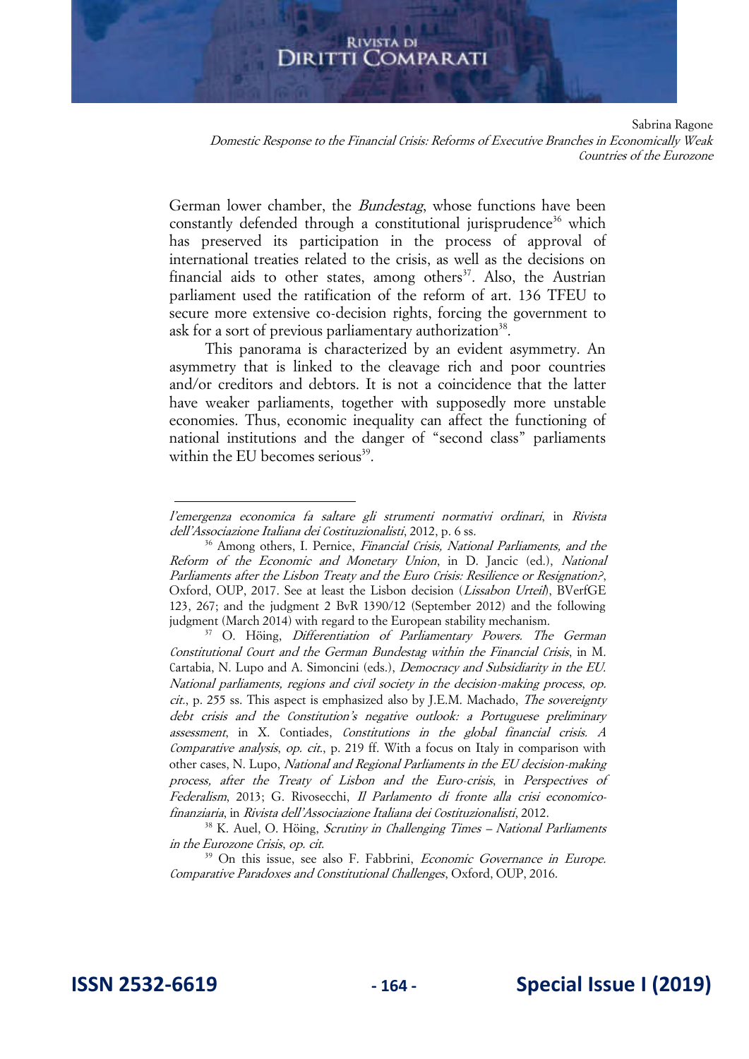German lower chamber, the *Bundestag*, whose functions have been constantly defended through a constitutional jurisprudence[36] which has preserved its participation in the process of approval of international treaties related to the crisis, as well as the decisions on financial aids to other states, among others[37]. Also, the Austrian parliament used the ratification of the reform of art. 136 TFEU to secure more extensive co-decision rights, forcing the government to ask for a sort of previous parliamentary authorization[38].

This panorama is characterized by an evident asymmetry. An asymmetry that is linked to the cleavage rich and poor countries and/or creditors and debtors. It is not a coincidence that the latter have weaker parliaments, together with supposedly more unstable economies. Thus, economic inequality can affect the functioning of national institutions and the danger of "second class" parliaments within the EU becomes serious[39].

---

*l'emergenza economica fa saltare gli strumenti normativi ordinari*, in *Rivista dell'Associazione Italiana dei Costituzionalisti*, 2012, p. 6 ss.

[36] Among others, I. Pernice, *Financial Crisis, National Parliaments, and the Reform of the Economic and Monetary Union*, in D. Jancic (ed.), *National Parliaments after the Lisbon Treaty and the Euro Crisis: Resilience or Resignation?*, Oxford, OUP, 2017. See at least the Lisbon decision (*Lissabon Urteil*), BVerfGE 123, 267; and the judgment 2 BvR 1390/12 (September 2012) and the following judgment (March 2014) with regard to the European stability mechanism.

[37] O. Höing, *Differentiation of Parliamentary Powers. The German Constitutional Court and the German Bundestag within the Financial Crisis*, in M. Cartabia, N. Lupo and A. Simoncini (eds.), *Democracy and Subsidiarity in the EU. National parliaments, regions and civil society in the decision-making process*, *op. cit.*, p. 255 ss. This aspect is emphasized also by J.E.M. Machado, *The sovereignty debt crisis and the Constitution's negative outlook: a Portuguese preliminary assessment*, in X. Contiades, *Constitutions in the global financial crisis. A Comparative analysis*, *op. cit.*, p. 219 ff. With a focus on Italy in comparison with other cases, N. Lupo, *National and Regional Parliaments in the EU decision-making process, after the Treaty of Lisbon and the Euro-crisis*, in *Perspectives of Federalism*, 2013; G. Rivosecchi, *Il Parlamento di fronte alla crisi economico-finanziaria*, in *Rivista dell'Associazione Italiana dei Costituzionalisti*, 2012.

[38] K. Auel, O. Höing, *Scrutiny in Challenging Times – National Parliaments in the Eurozone Crisis*, *op. cit.*

[39] On this issue, see also F. Fabbrini, *Economic Governance in Europe. Comparative Paradoxes and Constitutional Challenges*, Oxford, OUP, 2016.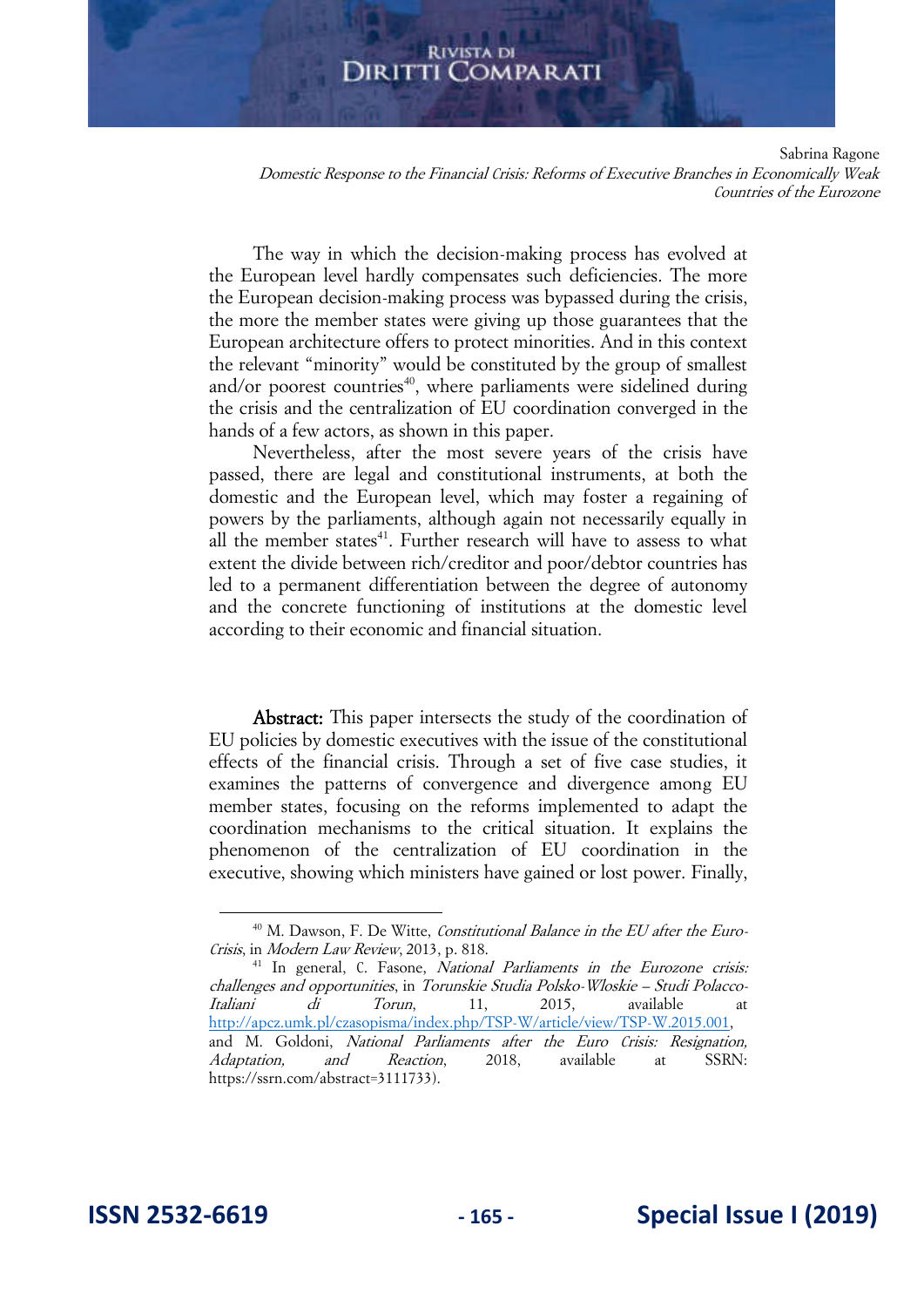The way in which the decision-making process has evolved at the European level hardly compensates such deficiencies. The more the European decision-making process was bypassed during the crisis, the more the member states were giving up those guarantees that the European architecture offers to protect minorities. And in this context the relevant "minority" would be constituted by the group of smallest and/or poorest countries[40], where parliaments were sidelined during the crisis and the centralization of EU coordination converged in the hands of a few actors, as shown in this paper.

Nevertheless, after the most severe years of the crisis have passed, there are legal and constitutional instruments, at both the domestic and the European level, which may foster a regaining of powers by the parliaments, although again not necessarily equally in all the member states[41]. Further research will have to assess to what extent the divide between rich/creditor and poor/debtor countries has led to a permanent differentiation between the degree of autonomy and the concrete functioning of institutions at the domestic level according to their economic and financial situation.

**Abstract:** This paper intersects the study of the coordination of EU policies by domestic executives with the issue of the constitutional effects of the financial crisis. Through a set of five case studies, it examines the patterns of convergence and divergence among EU member states, focusing on the reforms implemented to adapt the coordination mechanisms to the critical situation. It explains the phenomenon of the centralization of EU coordination in the executive, showing which ministers have gained or lost power. Finally,

---

[40] M. Dawson, F. De Witte, *Constitutional Balance in the EU after the Euro-Crisis*, in *Modern Law Review*, 2013, p. 818.

[41] In general, C. Fasone, *National Parliaments in the Eurozone crisis: challenges and opportunities*, in *Torunskie Studia Polsko-Wloskie – Studi Polacco-Italiani di Torun*, 11, 2015, available at http://apcz.umk.pl/czasopisma/index.php/TSP-W/article/view/TSP-W.2015.001, and M. Goldoni, *National Parliaments after the Euro Crisis: Resignation, Adaptation, and Reaction*, 2018, available at SSRN: https://ssrn.com/abstract=3111733).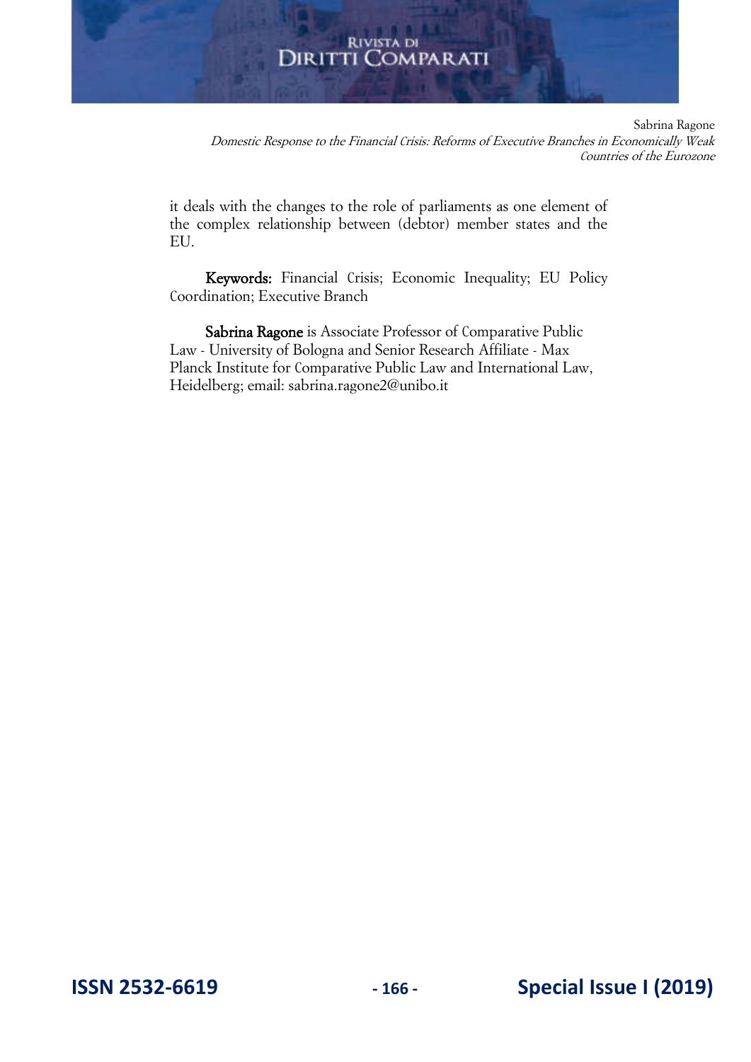it deals with the changes to the role of parliaments as one element of the complex relationship between (debtor) member states and the EU.

**Keywords:** Financial Crisis; Economic Inequality; EU Policy Coordination; Executive Branch

**Sabrina Ragone** is Associate Professor of Comparative Public Law - University of Bologna and Senior Research Affiliate - Max Planck Institute for Comparative Public Law and International Law, Heidelberg; email: sabrina.ragone2@unibo.it